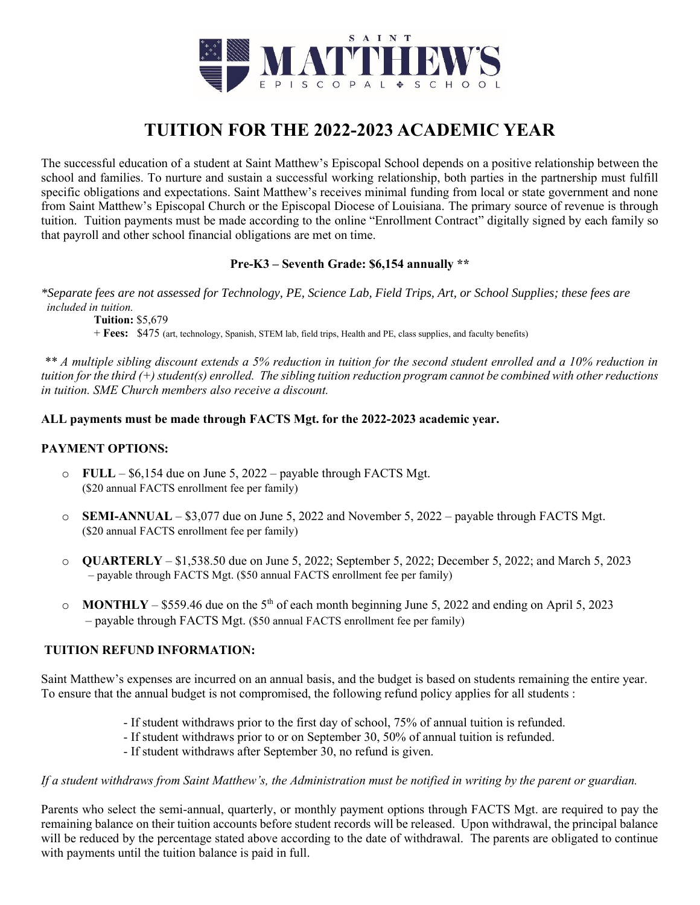SAINT MATTHEW'S EPISCOPAL SCHOOL

# TUITION FOR THE 2022-2023 ACADEMIC YEAR

The successful education of a student at Saint Matthew's Episcopal School depends on a positive relationship between the school and families. To nurture and sustain a successful working relationship, both parties in the partnership must fulfill specific obligations and expectations. Saint Matthew's receives minimal funding from local or state government and none from Saint Matthew's Episcopal Church or the Episcopal Diocese of Louisiana. The primary source of revenue is through tuition. Tuition payments must be made according to the online "Enrollment Contract" digitally signed by each family so that payroll and other school financial obligations are met on time.

**Pre-K3 – Seventh Grade: $6,154 annually \*\***

*\*Separate fees are not assessed for Technology, PE, Science Lab, Field Trips, Art, or School Supplies; these fees are included in tuition.*

**Tuition:** $5,679
\+ **Fees:** $475 (art, technology, Spanish, STEM lab, field trips, Health and PE, class supplies, and faculty benefits)

*\*\* A multiple sibling discount extends a 5% reduction in tuition for the second student enrolled and a 10% reduction in tuition for the third (+) student(s) enrolled. The sibling tuition reduction program cannot be combined with other reductions in tuition. SME Church members also receive a discount.*

**ALL payments must be made through FACTS Mgt. for the 2022-2023 academic year.**

**PAYMENT OPTIONS:**

- **FULL** – $6,154 due on June 5, 2022 – payable through FACTS Mgt. ($20 annual FACTS enrollment fee per family)
- **SEMI-ANNUAL** – $3,077 due on June 5, 2022 and November 5, 2022 – payable through FACTS Mgt. ($20 annual FACTS enrollment fee per family)
- **QUARTERLY** – $1,538.50 due on June 5, 2022; September 5, 2022; December 5, 2022; and March 5, 2023 – payable through FACTS Mgt. ($50 annual FACTS enrollment fee per family)
- **MONTHLY** – $559.46 due on the 5th of each month beginning June 5, 2022 and ending on April 5, 2023 – payable through FACTS Mgt. ($50 annual FACTS enrollment fee per family)

**TUITION REFUND INFORMATION:**

Saint Matthew's expenses are incurred on an annual basis, and the budget is based on students remaining the entire year. To ensure that the annual budget is not compromised, the following refund policy applies for all students :

- If student withdraws prior to the first day of school, 75% of annual tuition is refunded.
- If student withdraws prior to or on September 30, 50% of annual tuition is refunded.
- If student withdraws after September 30, no refund is given.

*If a student withdraws from Saint Matthew's, the Administration must be notified in writing by the parent or guardian.*

Parents who select the semi-annual, quarterly, or monthly payment options through FACTS Mgt. are required to pay the remaining balance on their tuition accounts before student records will be released. Upon withdrawal, the principal balance will be reduced by the percentage stated above according to the date of withdrawal. The parents are obligated to continue with payments until the tuition balance is paid in full.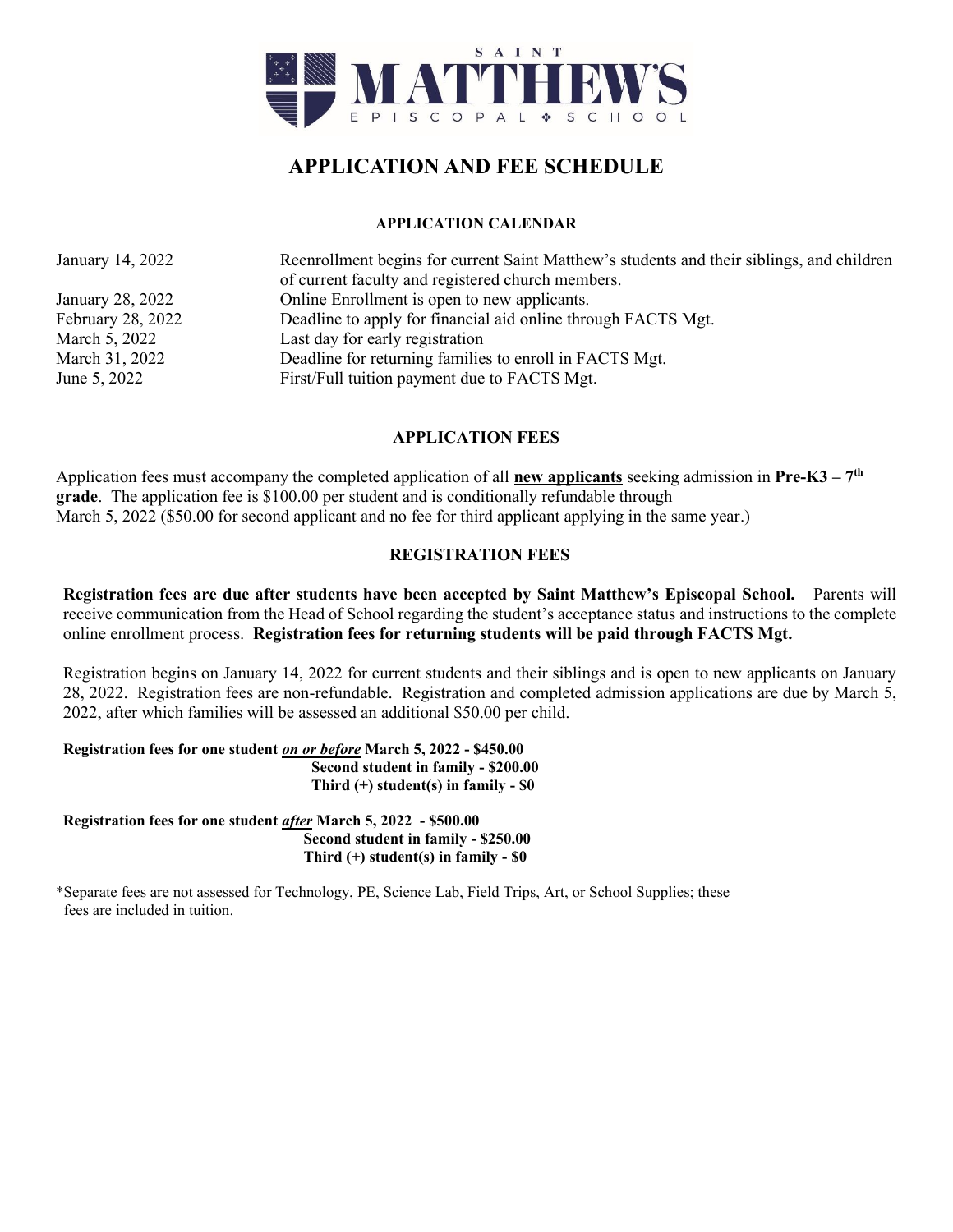SAINT MATTHEW'S EPISCOPAL SCHOOL

# APPLICATION AND FEE SCHEDULE

## APPLICATION CALENDAR

| | |
|---|---|
| January 14, 2022 | Reenrollment begins for current Saint Matthew's students and their siblings, and children of current faculty and registered church members. |
| January 28, 2022 | Online Enrollment is open to new applicants. |
| February 28, 2022 | Deadline to apply for financial aid online through FACTS Mgt. |
| March 5, 2022 | Last day for early registration |
| March 31, 2022 | Deadline for returning families to enroll in FACTS Mgt. |
| June 5, 2022 | First/Full tuition payment due to FACTS Mgt. |

## APPLICATION FEES

Application fees must accompany the completed application of all **new applicants** seeking admission in **Pre-K3 – 7th grade**. The application fee is $100.00 per student and is conditionally refundable through March 5, 2022 ($50.00 for second applicant and no fee for third applicant applying in the same year.)

## REGISTRATION FEES

**Registration fees are due after students have been accepted by Saint Matthew's Episcopal School.** Parents will receive communication from the Head of School regarding the student's acceptance status and instructions to the complete online enrollment process. **Registration fees for returning students will be paid through FACTS Mgt.**

Registration begins on January 14, 2022 for current students and their siblings and is open to new applicants on January 28, 2022. Registration fees are non-refundable. Registration and completed admission applications are due by March 5, 2022, after which families will be assessed an additional $50.00 per child.

**Registration fees for one student *on or before* March 5, 2022 - $450.00**
**Second student in family - $200.00**
**Third (+) student(s) in family - $0**

**Registration fees for one student *after* March 5, 2022 - $500.00**
**Second student in family - $250.00**
**Third (+) student(s) in family - $0**

*Separate fees are not assessed for Technology, PE, Science Lab, Field Trips, Art, or School Supplies; these fees are included in tuition.